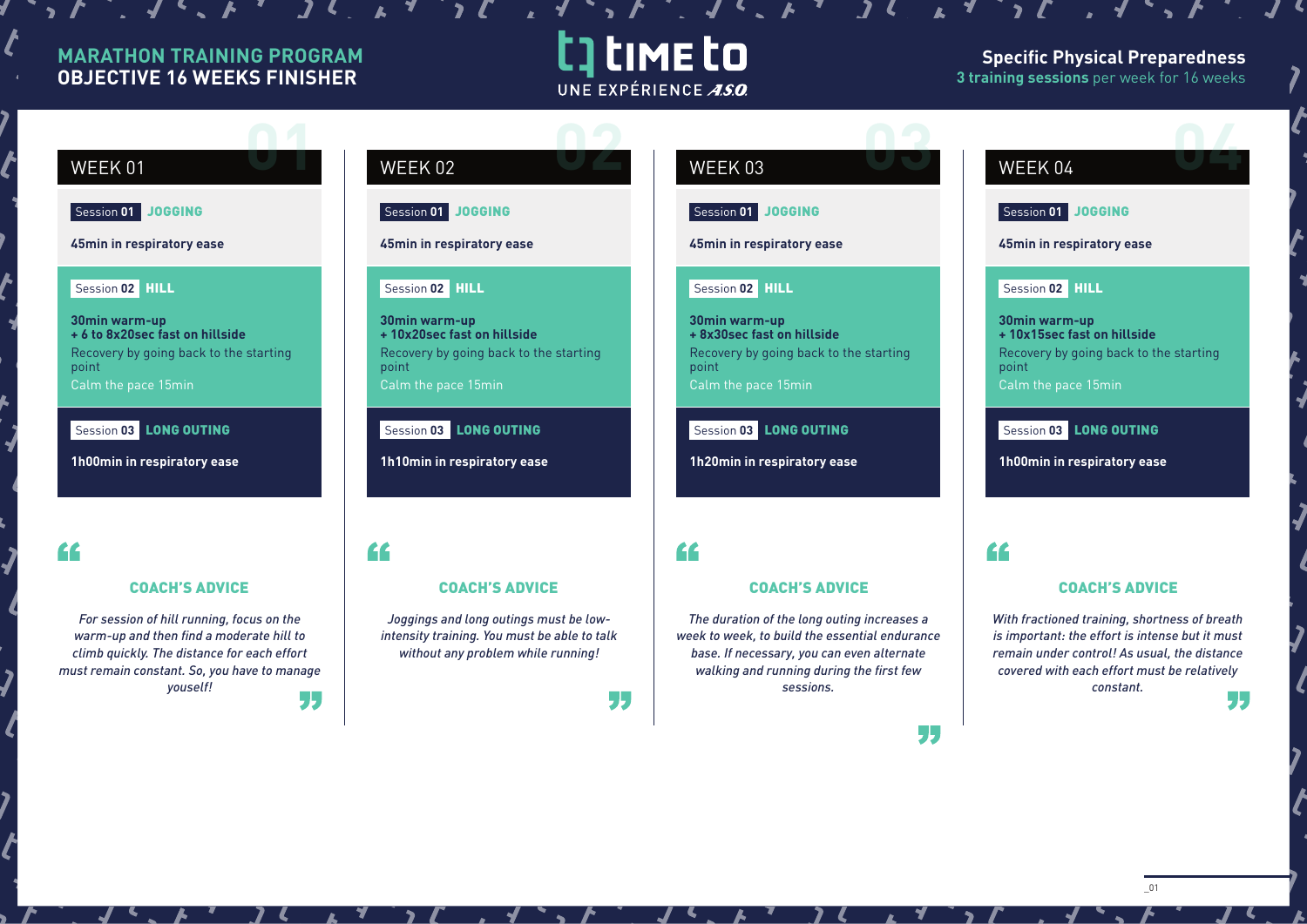# MARATHON TRAINING PROGRAM
## OBJECTIVE 16 WEEKS FINISHER

tj time to
UNE EXPÉRIENCE A.S.O.

**Specific Physical Preparedness**
**3 training sessions** per week for 16 weeks

## WEEK 01

**Session 01 JOGGING**

**45min in respiratory ease**

**Session 02 HILL**

**30min warm-up**
**+ 6 to 8x20sec fast on hillside**
Recovery by going back to the starting point
Calm the pace 15min

**Session 03 LONG OUTING**

**1h00min in respiratory ease**

### COACH'S ADVICE

*For session of hill running, focus on the warm-up and then find a moderate hill to climb quickly. The distance for each effort must remain constant. So, you have to manage youself!*

## WEEK 02

**Session 01 JOGGING**

**45min in respiratory ease**

**Session 02 HILL**

**30min warm-up**
**+ 10x20sec fast on hillside**
Recovery by going back to the starting point
Calm the pace 15min

**Session 03 LONG OUTING**

**1h10min in respiratory ease**

### COACH'S ADVICE

*Joggings and long outings must be low-intensity training. You must be able to talk without any problem while running!*

## WEEK 03

**Session 01 JOGGING**

**45min in respiratory ease**

**Session 02 HILL**

**30min warm-up**
**+ 8x30sec fast on hillside**
Recovery by going back to the starting point
Calm the pace 15min

**Session 03 LONG OUTING**

**1h20min in respiratory ease**

### COACH'S ADVICE

*The duration of the long outing increases a week to week, to build the essential endurance base. If necessary, you can even alternate walking and running during the first few sessions.*

## WEEK 04

**Session 01 JOGGING**

**45min in respiratory ease**

**Session 02 HILL**

**30min warm-up**
**+ 10x15sec fast on hillside**
Recovery by going back to the starting point
Calm the pace 15min

**Session 03 LONG OUTING**

**1h00min in respiratory ease**

### COACH'S ADVICE

*With fractioned training, shortness of breath is important: the effort is intense but it must remain under control! As usual, the distance covered with each effort must be relatively constant.*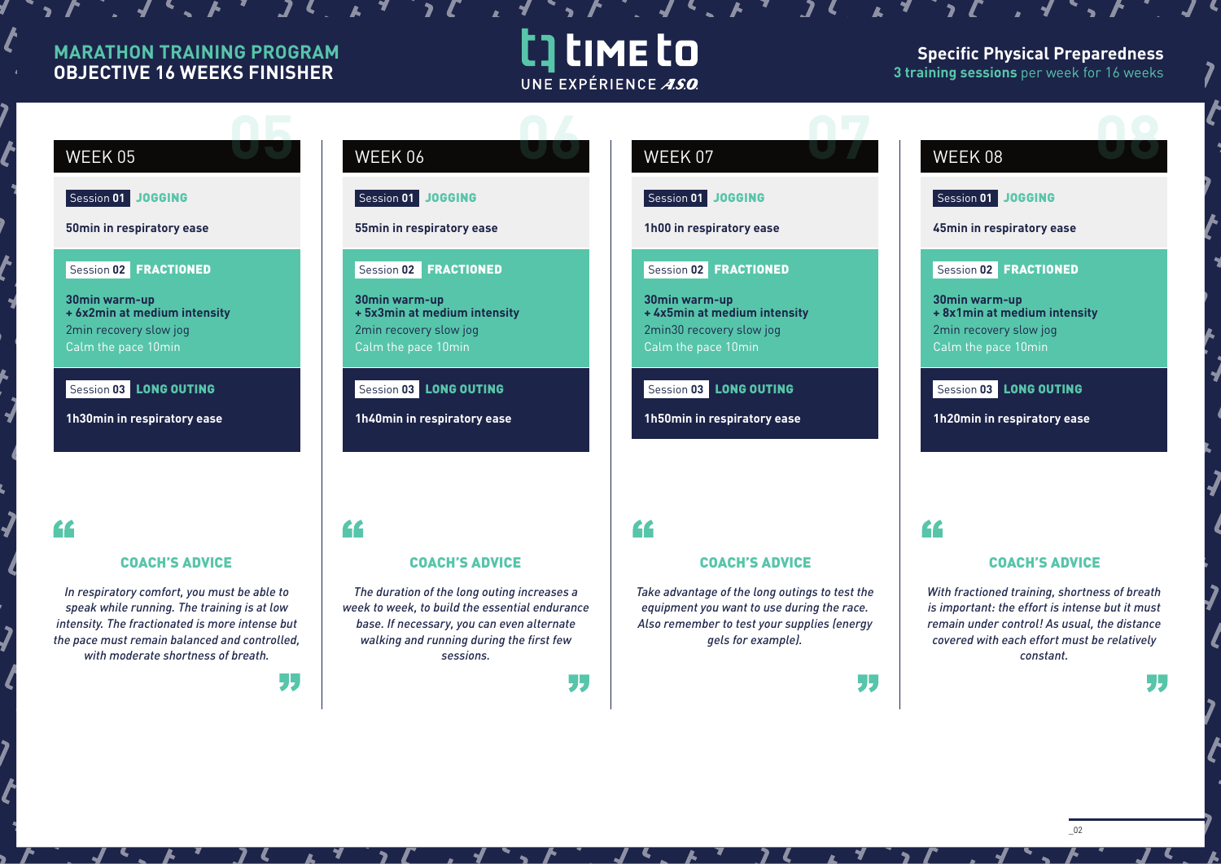**MARATHON TRAINING PROGRAM**
**OBJECTIVE 16 WEEKS FINISHER**

TIME TO — UNE EXPÉRIENCE A.S.O.

**Specific Physical Preparedness**
**3 training sessions** per week for 16 weeks

## WEEK 05

**Session 01** JOGGING

**50min in respiratory ease**

**Session 02** FRACTIONED

**30min warm-up**
**+ 6x2min at medium intensity**
2min recovery slow jog
Calm the pace 10min

**Session 03** LONG OUTING

**1h30min in respiratory ease**

### COACH'S ADVICE

*In respiratory comfort, you must be able to speak while running. The training is at low intensity. The fractionated is more intense but the pace must remain balanced and controlled, with moderate shortness of breath.*

## WEEK 06

**Session 01** JOGGING

**55min in respiratory ease**

**Session 02** FRACTIONED

**30min warm-up**
**+ 5x3min at medium intensity**
2min recovery slow jog
Calm the pace 10min

**Session 03** LONG OUTING

**1h40min in respiratory ease**

### COACH'S ADVICE

*The duration of the long outing increases a week to week, to build the essential endurance base. If necessary, you can even alternate walking and running during the first few sessions.*

## WEEK 07

**Session 01** JOGGING

**1h00 in respiratory ease**

**Session 02** FRACTIONED

**30min warm-up**
**+ 4x5min at medium intensity**
2min30 recovery slow jog
Calm the pace 10min

**Session 03** LONG OUTING

**1h50min in respiratory ease**

### COACH'S ADVICE

*Take advantage of the long outings to test the equipment you want to use during the race. Also remember to test your supplies (energy gels for example).*

## WEEK 08

**Session 01** JOGGING

**45min in respiratory ease**

**Session 02** FRACTIONED

**30min warm-up**
**+ 8x1min at medium intensity**
2min recovery slow jog
Calm the pace 10min

**Session 03** LONG OUTING

**1h20min in respiratory ease**

### COACH'S ADVICE

*With fractioned training, shortness of breath is important: the effort is intense but it must remain under control! As usual, the distance covered with each effort must be relatively constant.*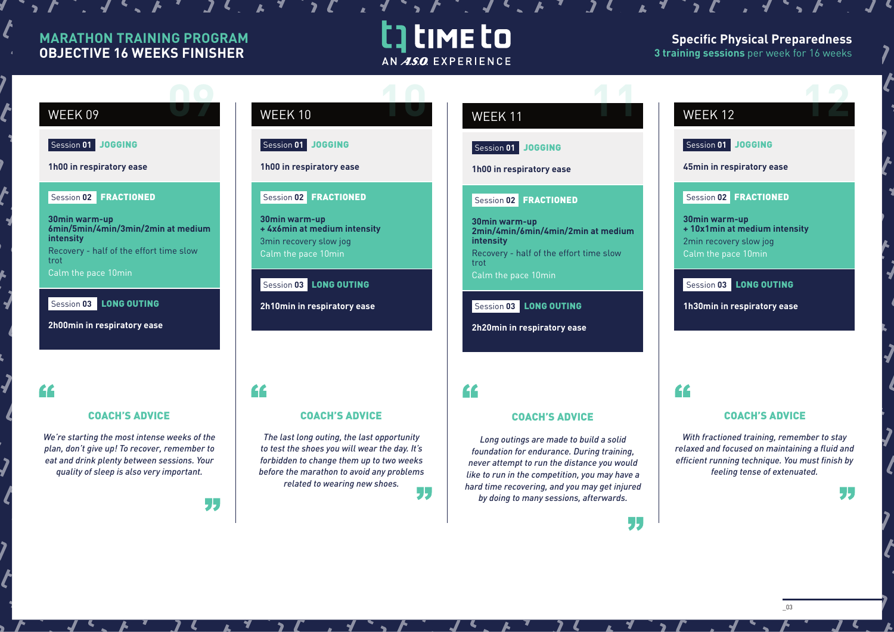# MARATHON TRAINING PROGRAM
## OBJECTIVE 16 WEEKS FINISHER

TIME TO — AN A.S.O. EXPERIENCE

**Specific Physical Preparedness**
**3 training sessions** per week for 16 weeks

## WEEK 09

**Session 01 JOGGING**

**1h00 in respiratory ease**

**Session 02 FRACTIONED**

**30min warm-up**
**6min/5min/4min/3min/2min at medium intensity**
Recovery - half of the effort time slow trot
Calm the pace 10min

**Session 03 LONG OUTING**

**2h00min in respiratory ease**

### COACH'S ADVICE

*We're starting the most intense weeks of the plan, don't give up! To recover, remember to eat and drink plenty between sessions. Your quality of sleep is also very important.*

## WEEK 10

**Session 01 JOGGING**

**1h00 in respiratory ease**

**Session 02 FRACTIONED**

**30min warm-up**
**+ 4x6min at medium intensity**
3min recovery slow jog
Calm the pace 10min

**Session 03 LONG OUTING**

**2h10min in respiratory ease**

### COACH'S ADVICE

*The last long outing, the last opportunity to test the shoes you will wear the day. It's forbidden to change them up to two weeks before the marathon to avoid any problems related to wearing new shoes.*

## WEEK 11

**Session 01 JOGGING**

**1h00 in respiratory ease**

**Session 02 FRACTIONED**

**30min warm-up**
**2min/4min/6min/4min/2min at medium intensity**
Recovery - half of the effort time slow trot
Calm the pace 10min

**Session 03 LONG OUTING**

**2h20min in respiratory ease**

### COACH'S ADVICE

*Long outings are made to build a solid foundation for endurance. During training, never attempt to run the distance you would like to run in the competition, you may have a hard time recovering, and you may get injured by doing to many sessions, afterwards.*

## WEEK 12

**Session 01 JOGGING**

**45min in respiratory ease**

**Session 02 FRACTIONED**

**30min warm-up**
**+ 10x1min at medium intensity**
2min recovery slow jog
Calm the pace 10min

**Session 03 LONG OUTING**

**1h30min in respiratory ease**

### COACH'S ADVICE

*With fractioned training, remember to stay relaxed and focused on maintaining a fluid and efficient running technique. You must finish by feeling tense of extenuated.*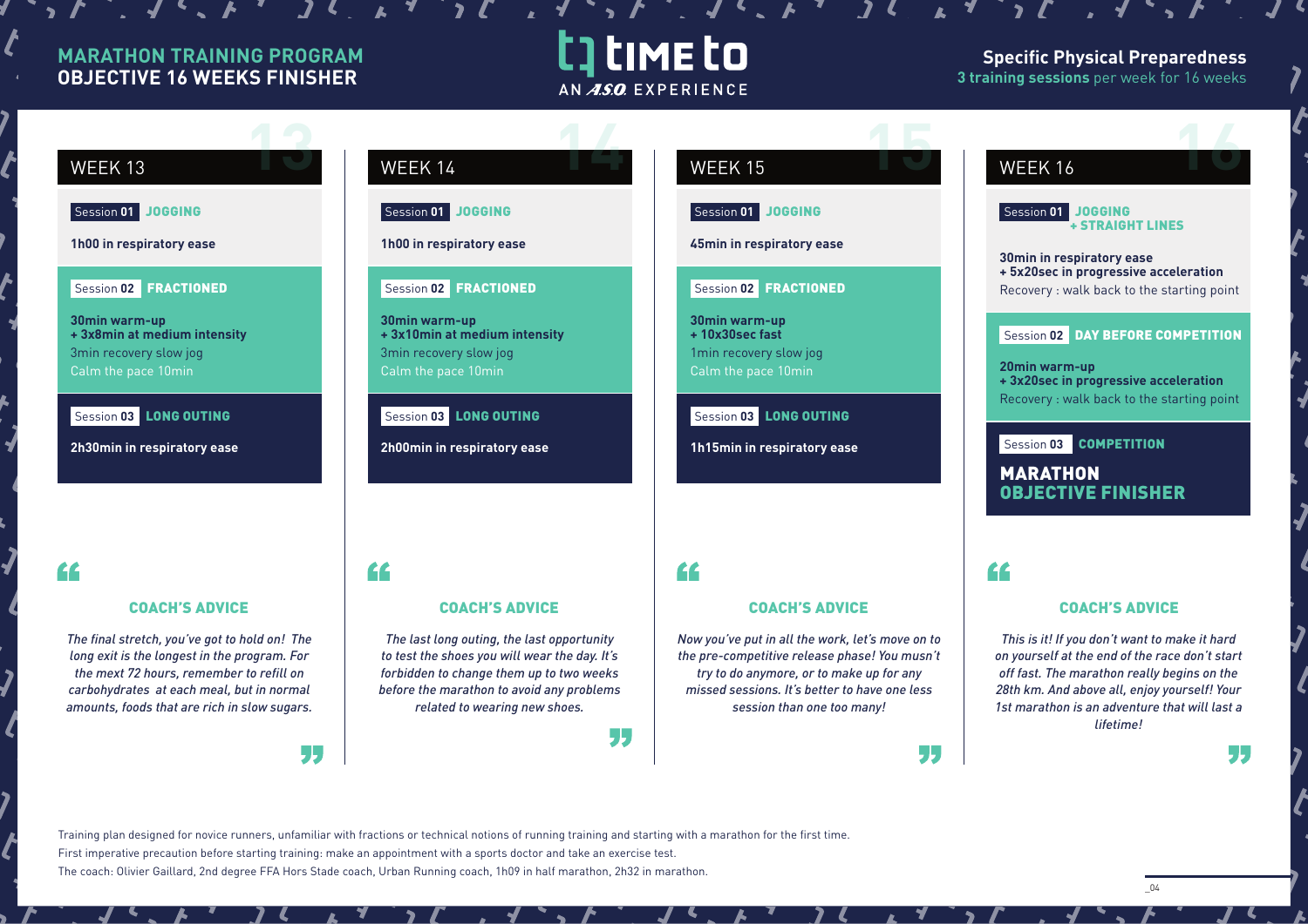# MARATHON TRAINING PROGRAM
## OBJECTIVE 16 WEEKS FINISHER

TIME TO — AN A.S.O. EXPERIENCE

**Specific Physical Preparedness**
**3 training sessions** per week for 16 weeks

## WEEK 13

**Session 01 JOGGING**

**1h00 in respiratory ease**

**Session 02 FRACTIONED**

**30min warm-up**
**+ 3x8min at medium intensity**
3min recovery slow jog
Calm the pace 10min

**Session 03 LONG OUTING**

**2h30min in respiratory ease**

### COACH'S ADVICE

*The final stretch, you've got to hold on! The long exit is the longest in the program. For the mext 72 hours, remember to refill on carbohydrates at each meal, but in normal amounts, foods that are rich in slow sugars.*

## WEEK 14

**Session 01 JOGGING**

**1h00 in respiratory ease**

**Session 02 FRACTIONED**

**30min warm-up**
**+ 3x10min at medium intensity**
3min recovery slow jog
Calm the pace 10min

**Session 03 LONG OUTING**

**2h00min in respiratory ease**

### COACH'S ADVICE

*The last long outing, the last opportunity to test the shoes you will wear the day. It's forbidden to change them up to two weeks before the marathon to avoid any problems related to wearing new shoes.*

## WEEK 15

**Session 01 JOGGING**

**45min in respiratory ease**

**Session 02 FRACTIONED**

**30min warm-up**
**+ 10x30sec fast**
1min recovery slow jog
Calm the pace 10min

**Session 03 LONG OUTING**

**1h15min in respiratory ease**

### COACH'S ADVICE

*Now you've put in all the work, let's move on to the pre-competitive release phase! You musn't try to do anymore, or to make up for any missed sessions. It's better to have one less session than one too many!*

## WEEK 16

**Session 01 JOGGING + STRAIGHT LINES**

**30min in respiratory ease**
**+ 5x20sec in progressive acceleration**
Recovery : walk back to the starting point

**Session 02 DAY BEFORE COMPETITION**

**20min warm-up**
**+ 3x20sec in progressive acceleration**
Recovery : walk back to the starting point

**Session 03 COMPETITION**

**MARATHON**
**OBJECTIVE FINISHER**

### COACH'S ADVICE

*This is it! If you don't want to make it hard on yourself at the end of the race don't start off fast. The marathon really begins on the 28th km. And above all, enjoy yourself! Your 1st marathon is an adventure that will last a lifetime!*

---

Training plan designed for novice runners, unfamiliar with fractions or technical notions of running training and starting with a marathon for the first time.
First imperative precaution before starting training: make an appointment with a sports doctor and take an exercise test.
The coach: Olivier Gaillard, 2nd degree FFA Hors Stade coach, Urban Running coach, 1h09 in half marathon, 2h32 in marathon.